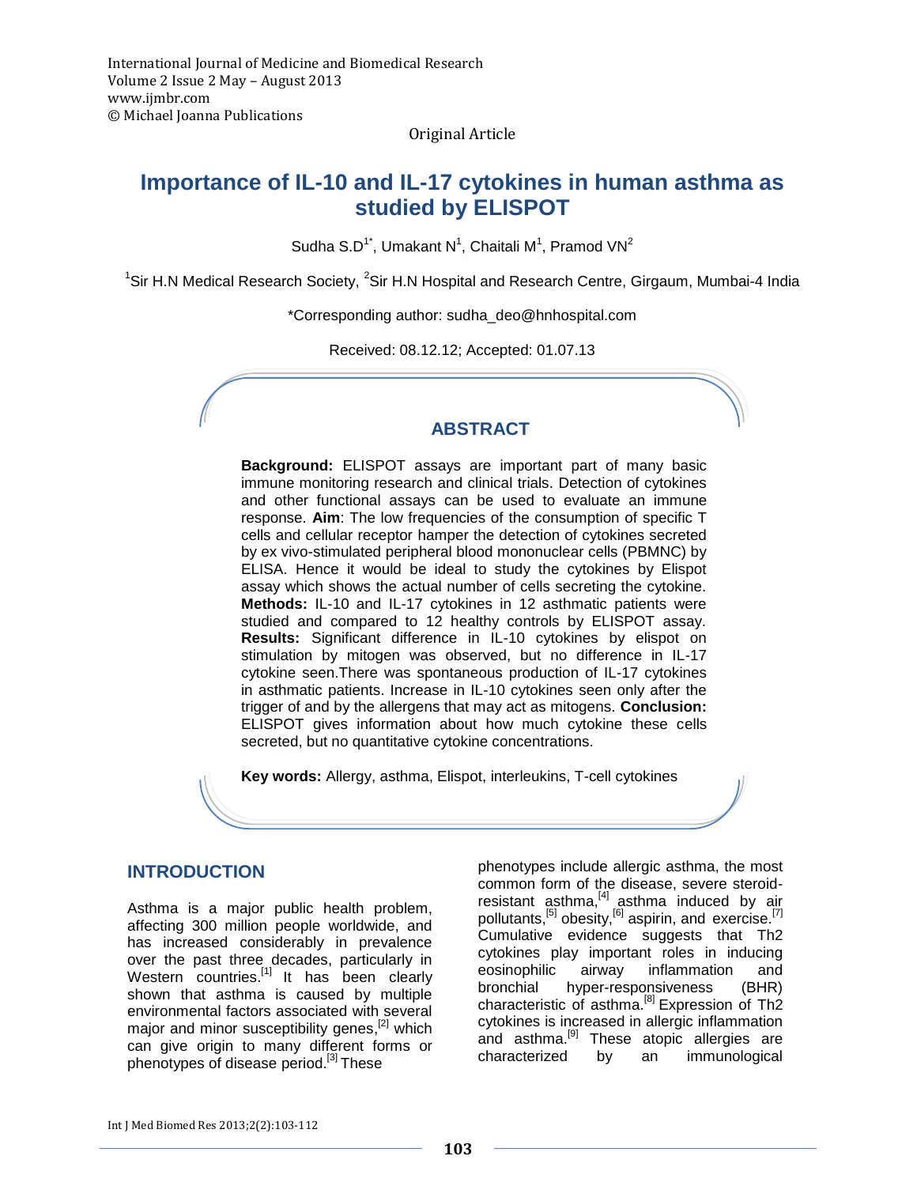International Journal of Medicine and Biomedical Research
Volume 2 Issue 2 May – August 2013
www.ijmbr.com
© Michael Joanna Publications

Original Article

# Importance of IL-10 and IL-17 cytokines in human asthma as studied by ELISPOT

Sudha S.D[1*], Umakant N[1], Chaitali M[1], Pramod VN[2]

[1]Sir H.N Medical Research Society, [2]Sir H.N Hospital and Research Centre, Girgaum, Mumbai-4 India

*Corresponding author: sudha_deo@hnhospital.com

Received: 08.12.12; Accepted: 01.07.13

## ABSTRACT

**Background:** ELISPOT assays are important part of many basic immune monitoring research and clinical trials. Detection of cytokines and other functional assays can be used to evaluate an immune response. **Aim**: The low frequencies of the consumption of specific T cells and cellular receptor hamper the detection of cytokines secreted by ex vivo-stimulated peripheral blood mononuclear cells (PBMNC) by ELISA. Hence it would be ideal to study the cytokines by Elispot assay which shows the actual number of cells secreting the cytokine. **Methods:** IL-10 and IL-17 cytokines in 12 asthmatic patients were studied and compared to 12 healthy controls by ELISPOT assay. **Results:** Significant difference in IL-10 cytokines by elispot on stimulation by mitogen was observed, but no difference in IL-17 cytokine seen.There was spontaneous production of IL-17 cytokines in asthmatic patients. Increase in IL-10 cytokines seen only after the trigger of and by the allergens that may act as mitogens. **Conclusion:** ELISPOT gives information about how much cytokine these cells secreted, but no quantitative cytokine concentrations.

**Key words:** Allergy, asthma, Elispot, interleukins, T-cell cytokines

## INTRODUCTION

Asthma is a major public health problem, affecting 300 million people worldwide, and has increased considerably in prevalence over the past three decades, particularly in Western countries.[1] It has been clearly shown that asthma is caused by multiple environmental factors associated with several major and minor susceptibility genes,[2] which can give origin to many different forms or phenotypes of disease period.[3] These phenotypes include allergic asthma, the most common form of the disease, severe steroid-resistant asthma,[4] asthma induced by air pollutants,[5] obesity,[6] aspirin, and exercise.[7] Cumulative evidence suggests that Th2 cytokines play important roles in inducing eosinophilic airway inflammation and bronchial hyper-responsiveness (BHR) characteristic of asthma.[8] Expression of Th2 cytokines is increased in allergic inflammation and asthma.[9] These atopic allergies are characterized by an immunological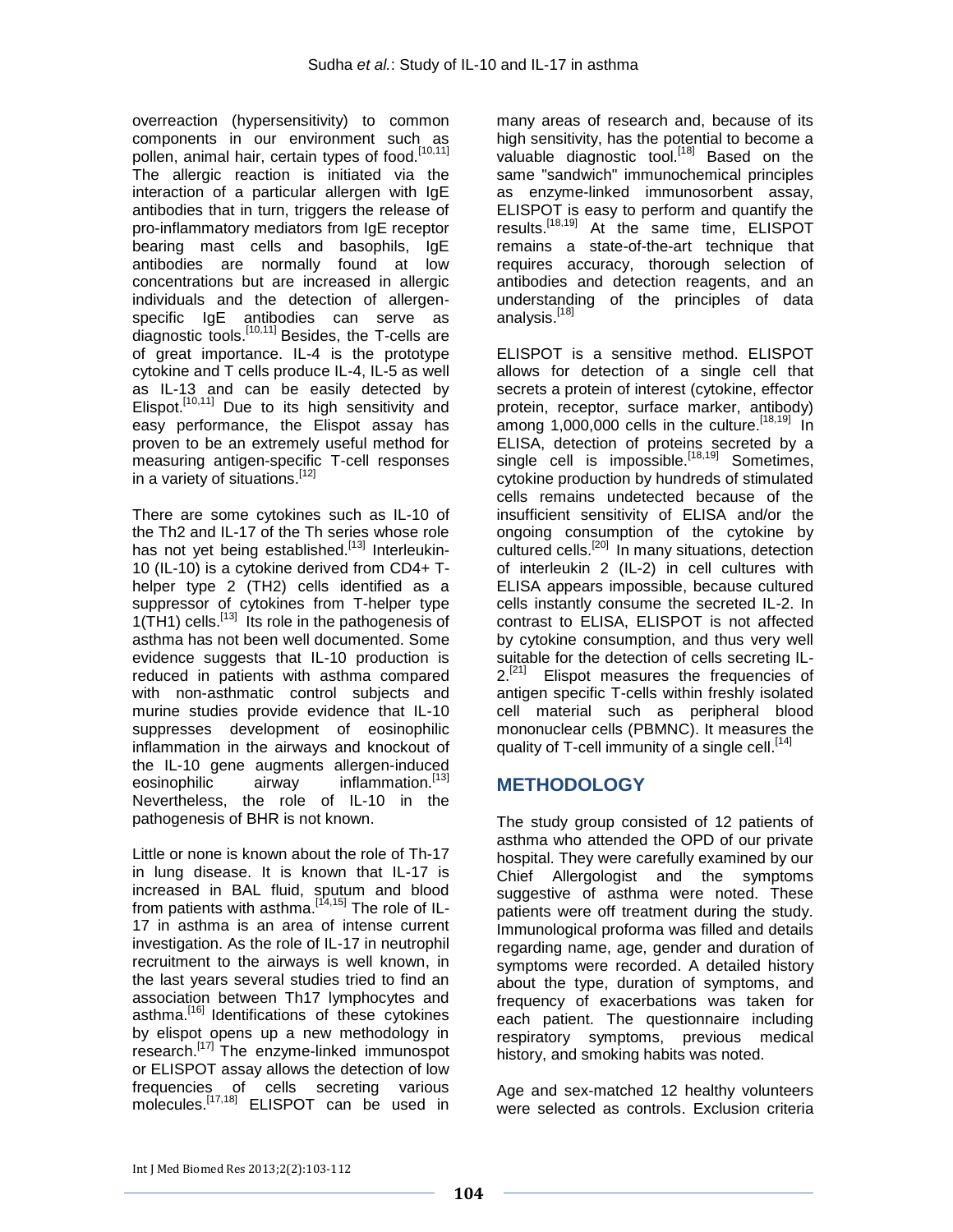overreaction (hypersensitivity) to common components in our environment such as pollen, animal hair, certain types of food.[10,11] The allergic reaction is initiated via the interaction of a particular allergen with IgE antibodies that in turn, triggers the release of pro-inflammatory mediators from IgE receptor bearing mast cells and basophils, IgE antibodies are normally found at low concentrations but are increased in allergic individuals and the detection of allergen-specific IgE antibodies can serve as diagnostic tools.[10,11] Besides, the T-cells are of great importance. IL-4 is the prototype cytokine and T cells produce IL-4, IL-5 as well as IL-13 and can be easily detected by Elispot.[10,11] Due to its high sensitivity and easy performance, the Elispot assay has proven to be an extremely useful method for measuring antigen-specific T-cell responses in a variety of situations.[12]

There are some cytokines such as IL-10 of the Th2 and IL-17 of the Th series whose role has not yet being established.[13] Interleukin-10 (IL-10) is a cytokine derived from CD4+ T-helper type 2 (TH2) cells identified as a suppressor of cytokines from T-helper type 1(TH1) cells.[13] Its role in the pathogenesis of asthma has not been well documented. Some evidence suggests that IL-10 production is reduced in patients with asthma compared with non-asthmatic control subjects and murine studies provide evidence that IL-10 suppresses development of eosinophilic inflammation in the airways and knockout of the IL-10 gene augments allergen-induced eosinophilic airway inflammation.[13] Nevertheless, the role of IL-10 in the pathogenesis of BHR is not known.

Little or none is known about the role of Th-17 in lung disease. It is known that IL-17 is increased in BAL fluid, sputum and blood from patients with asthma.[14,15] The role of IL-17 in asthma is an area of intense current investigation. As the role of IL-17 in neutrophil recruitment to the airways is well known, in the last years several studies tried to find an association between Th17 lymphocytes and asthma.[16] Identifications of these cytokines by elispot opens up a new methodology in research.[17] The enzyme-linked immunospot or ELISPOT assay allows the detection of low frequencies of cells secreting various molecules.[17,18] ELISPOT can be used in many areas of research and, because of its high sensitivity, has the potential to become a valuable diagnostic tool.[18] Based on the same "sandwich" immunochemical principles as enzyme-linked immunosorbent assay, ELISPOT is easy to perform and quantify the results.[18,19] At the same time, ELISPOT remains a state-of-the-art technique that requires accuracy, thorough selection of antibodies and detection reagents, and an understanding of the principles of data analysis.[18]

ELISPOT is a sensitive method. ELISPOT allows for detection of a single cell that secrets a protein of interest (cytokine, effector protein, receptor, surface marker, antibody) among 1,000,000 cells in the culture.[18,19] In ELISA, detection of proteins secreted by a single cell is impossible.[18,19] Sometimes, cytokine production by hundreds of stimulated cells remains undetected because of the insufficient sensitivity of ELISA and/or the ongoing consumption of the cytokine by cultured cells.[20] In many situations, detection of interleukin 2 (IL-2) in cell cultures with ELISA appears impossible, because cultured cells instantly consume the secreted IL-2. In contrast to ELISA, ELISPOT is not affected by cytokine consumption, and thus very well suitable for the detection of cells secreting IL-2.[21] Elispot measures the frequencies of antigen specific T-cells within freshly isolated cell material such as peripheral blood mononuclear cells (PBMNC). It measures the quality of T-cell immunity of a single cell.[14]

## METHODOLOGY

The study group consisted of 12 patients of asthma who attended the OPD of our private hospital. They were carefully examined by our Chief Allergologist and the symptoms suggestive of asthma were noted. These patients were off treatment during the study. Immunological proforma was filled and details regarding name, age, gender and duration of symptoms were recorded. A detailed history about the type, duration of symptoms, and frequency of exacerbations was taken for each patient. The questionnaire including respiratory symptoms, previous medical history, and smoking habits was noted.

Age and sex-matched 12 healthy volunteers were selected as controls. Exclusion criteria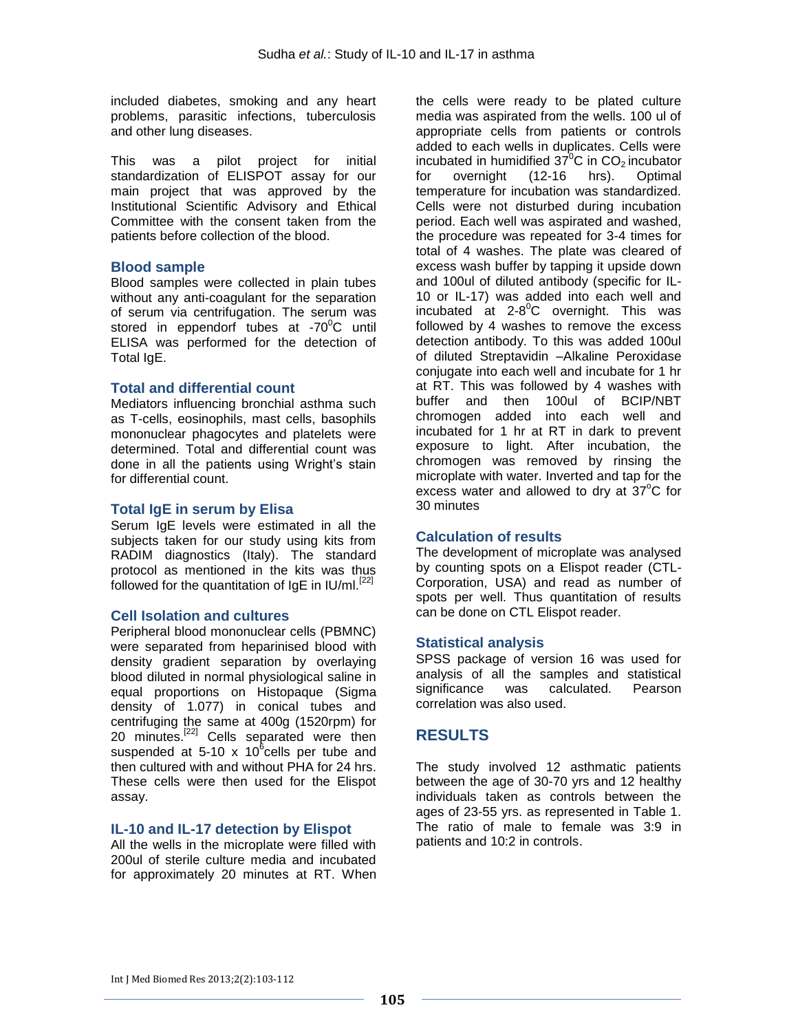included diabetes, smoking and any heart problems, parasitic infections, tuberculosis and other lung diseases.

This was a pilot project for initial standardization of ELISPOT assay for our main project that was approved by the Institutional Scientific Advisory and Ethical Committee with the consent taken from the patients before collection of the blood.

### Blood sample

Blood samples were collected in plain tubes without any anti-coagulant for the separation of serum via centrifugation. The serum was stored in eppendorf tubes at $-70^0$C until ELISA was performed for the detection of Total IgE.

### Total and differential count

Mediators influencing bronchial asthma such as T-cells, eosinophils, mast cells, basophils mononuclear phagocytes and platelets were determined. Total and differential count was done in all the patients using Wright's stain for differential count.

### Total IgE in serum by Elisa

Serum IgE levels were estimated in all the subjects taken for our study using kits from RADIM diagnostics (Italy). The standard protocol as mentioned in the kits was thus followed for the quantitation of IgE in IU/ml.[22]

### Cell Isolation and cultures

Peripheral blood mononuclear cells (PBMNC) were separated from heparinised blood with density gradient separation by overlaying blood diluted in normal physiological saline in equal proportions on Histopaque (Sigma density of 1.077) in conical tubes and centrifuging the same at 400g (1520rpm) for 20 minutes.[22] Cells separated were then suspended at 5-10 x $10^6$cells per tube and then cultured with and without PHA for 24 hrs. These cells were then used for the Elispot assay.

### IL-10 and IL-17 detection by Elispot

All the wells in the microplate were filled with 200ul of sterile culture media and incubated for approximately 20 minutes at RT. When the cells were ready to be plated culture media was aspirated from the wells. 100 ul of appropriate cells from patients or controls added to each wells in duplicates. Cells were incubated in humidified $37^0$C in $CO_2$ incubator for overnight (12-16 hrs). Optimal temperature for incubation was standardized. Cells were not disturbed during incubation period. Each well was aspirated and washed, the procedure was repeated for 3-4 times for total of 4 washes. The plate was cleared of excess wash buffer by tapping it upside down and 100ul of diluted antibody (specific for IL-10 or IL-17) was added into each well and incubated at 2-$8^0$C overnight. This was followed by 4 washes to remove the excess detection antibody. To this was added 100ul of diluted Streptavidin –Alkaline Peroxidase conjugate into each well and incubate for 1 hr at RT. This was followed by 4 washes with buffer and then 100ul of BCIP/NBT chromogen added into each well and incubated for 1 hr at RT in dark to prevent exposure to light. After incubation, the chromogen was removed by rinsing the microplate with water. Inverted and tap for the excess water and allowed to dry at $37^o$C for 30 minutes

### Calculation of results

The development of microplate was analysed by counting spots on a Elispot reader (CTL-Corporation, USA) and read as number of spots per well. Thus quantitation of results can be done on CTL Elispot reader.

### Statistical analysis

SPSS package of version 16 was used for analysis of all the samples and statistical significance was calculated. Pearson correlation was also used.

## RESULTS

The study involved 12 asthmatic patients between the age of 30-70 yrs and 12 healthy individuals taken as controls between the ages of 23-55 yrs. as represented in Table 1. The ratio of male to female was 3:9 in patients and 10:2 in controls.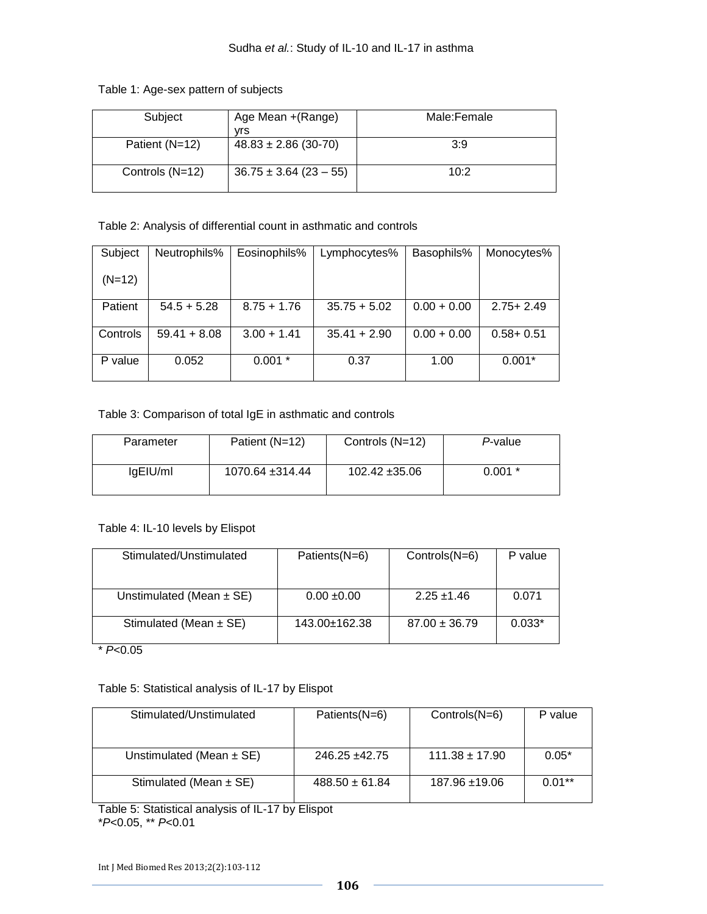Table 1: Age-sex pattern of subjects

| Subject | Age Mean +(Range) yrs | Male:Female |
| --- | --- | --- |
| Patient (N=12) | 48.83 ± 2.86 (30-70) | 3:9 |
| Controls (N=12) | 36.75 ± 3.64 (23 – 55) | 10:2 |

Table 2: Analysis of differential count in asthmatic and controls

| Subject (N=12) | Neutrophils% | Eosinophils% | Lymphocytes% | Basophils% | Monocytes% |
| --- | --- | --- | --- | --- | --- |
| Patient | 54.5 + 5.28 | 8.75 + 1.76 | 35.75 + 5.02 | 0.00 + 0.00 | 2.75+ 2.49 |
| Controls | 59.41 + 8.08 | 3.00 + 1.41 | 35.41 + 2.90 | 0.00 + 0.00 | 0.58+ 0.51 |
| P value | 0.052 | 0.001 * | 0.37 | 1.00 | 0.001* |

Table 3: Comparison of total IgE in asthmatic and controls

| Parameter | Patient (N=12) | Controls (N=12) | *P*-value |
| --- | --- | --- | --- |
| IgEIU/ml | 1070.64 ±314.44 | 102.42 ±35.06 | 0.001 * |

Table 4: IL-10 levels by Elispot

| Stimulated/Unstimulated | Patients(N=6) | Controls(N=6) | P value |
| --- | --- | --- | --- |
| Unstimulated (Mean ± SE) | 0.00 ±0.00 | 2.25 ±1.46 | 0.071 |
| Stimulated (Mean ± SE) | 143.00±162.38 | 87.00 ± 36.79 | 0.033* |

* $P<0.05$

Table 5: Statistical analysis of IL-17 by Elispot

| Stimulated/Unstimulated | Patients(N=6) | Controls(N=6) | P value |
| --- | --- | --- | --- |
| Unstimulated (Mean ± SE) | 246.25 ±42.75 | 111.38 ± 17.90 | 0.05* |
| Stimulated (Mean ± SE) | 488.50 ± 61.84 | 187.96 ±19.06 | 0.01** |

Table 5: Statistical analysis of IL-17 by Elispot
*$P<0.05$, ** $P<0.01$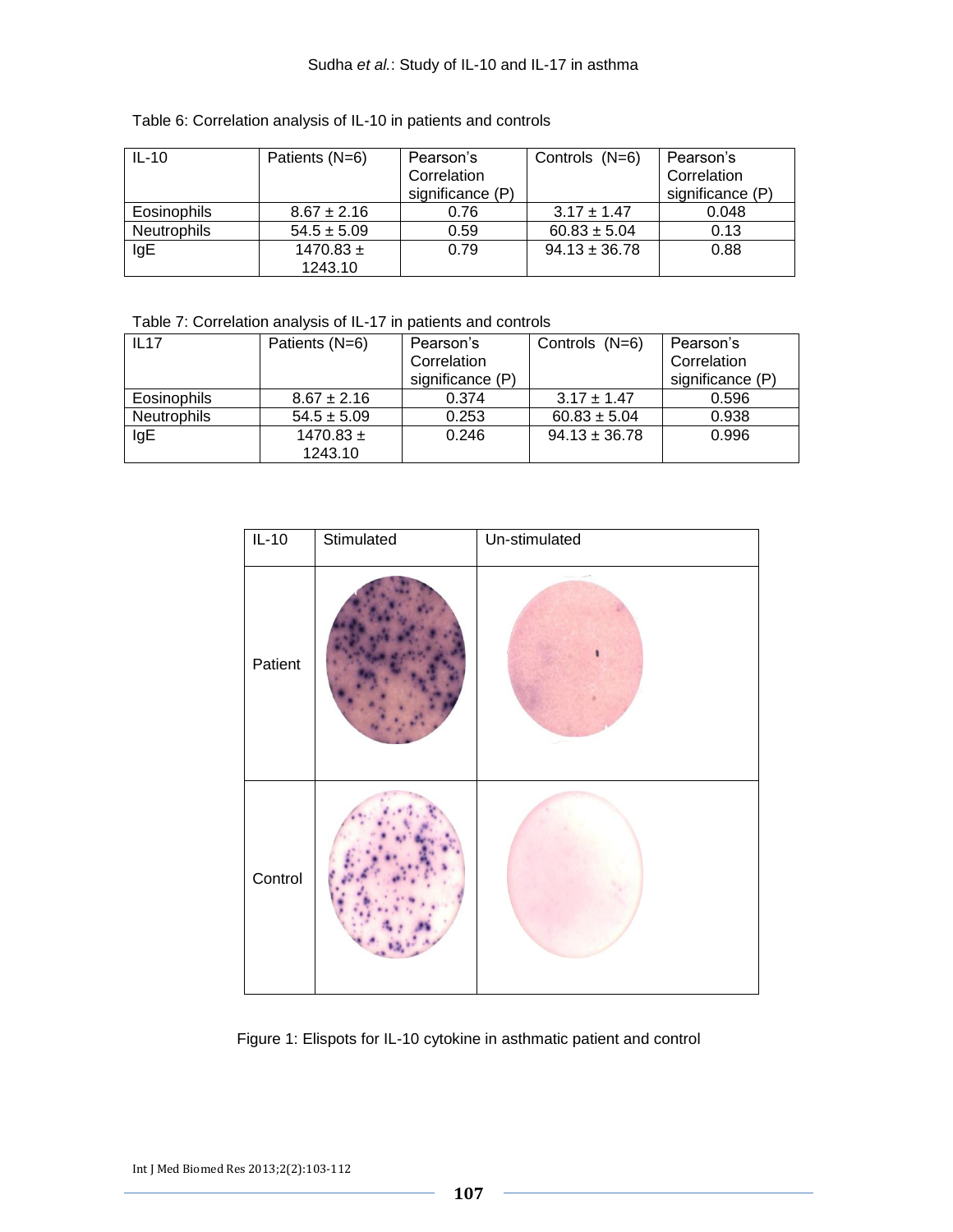Table 6: Correlation analysis of IL-10 in patients and controls

| IL-10 | Patients (N=6) | Pearson's Correlation significance (P) | Controls (N=6) | Pearson's Correlation significance (P) |
|---|---|---|---|---|
| Eosinophils | 8.67 ± 2.16 | 0.76 | 3.17 ± 1.47 | 0.048 |
| Neutrophils | 54.5 ± 5.09 | 0.59 | 60.83 ± 5.04 | 0.13 |
| IgE | 1470.83 ± 1243.10 | 0.79 | 94.13 ± 36.78 | 0.88 |

Table 7: Correlation analysis of IL-17 in patients and controls

| IL17 | Patients (N=6) | Pearson's Correlation significance (P) | Controls (N=6) | Pearson's Correlation significance (P) |
|---|---|---|---|---|
| Eosinophils | 8.67 ± 2.16 | 0.374 | 3.17 ± 1.47 | 0.596 |
| Neutrophils | 54.5 ± 5.09 | 0.253 | 60.83 ± 5.04 | 0.938 |
| IgE | 1470.83 ± 1243.10 | 0.246 | 94.13 ± 36.78 | 0.996 |

| IL-10 | Stimulated | Un-stimulated |
|---|---|---|
| Patient | | |
| Control | | |

Figure 1: Elispots for IL-10 cytokine in asthmatic patient and control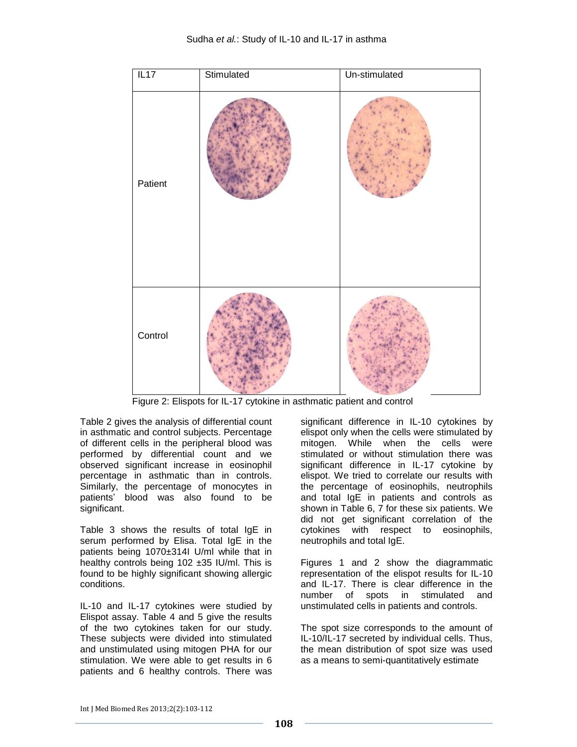| IL17 | Stimulated | Un-stimulated |
|---|---|---|
| Patient | | |
| Control | | |

Figure 2: Elispots for IL-17 cytokine in asthmatic patient and control

Table 2 gives the analysis of differential count in asthmatic and control subjects. Percentage of different cells in the peripheral blood was performed by differential count and we observed significant increase in eosinophil percentage in asthmatic than in controls. Similarly, the percentage of monocytes in patients' blood was also found to be significant.

Table 3 shows the results of total IgE in serum performed by Elisa. Total IgE in the patients being 1070±314I U/ml while that in healthy controls being 102 ±35 IU/ml. This is found to be highly significant showing allergic conditions.

IL-10 and IL-17 cytokines were studied by Elispot assay. Table 4 and 5 give the results of the two cytokines taken for our study. These subjects were divided into stimulated and unstimulated using mitogen PHA for our stimulation. We were able to get results in 6 patients and 6 healthy controls. There was significant difference in IL-10 cytokines by elispot only when the cells were stimulated by mitogen. While when the cells were stimulated or without stimulation there was significant difference in IL-17 cytokine by elispot. We tried to correlate our results with the percentage of eosinophils, neutrophils and total IgE in patients and controls as shown in Table 6, 7 for these six patients. We did not get significant correlation of the cytokines with respect to eosinophils, neutrophils and total IgE.

Figures 1 and 2 show the diagrammatic representation of the elispot results for IL-10 and IL-17. There is clear difference in the number of spots in stimulated and unstimulated cells in patients and controls.

The spot size corresponds to the amount of IL-10/IL-17 secreted by individual cells. Thus, the mean distribution of spot size was used as a means to semi-quantitatively estimate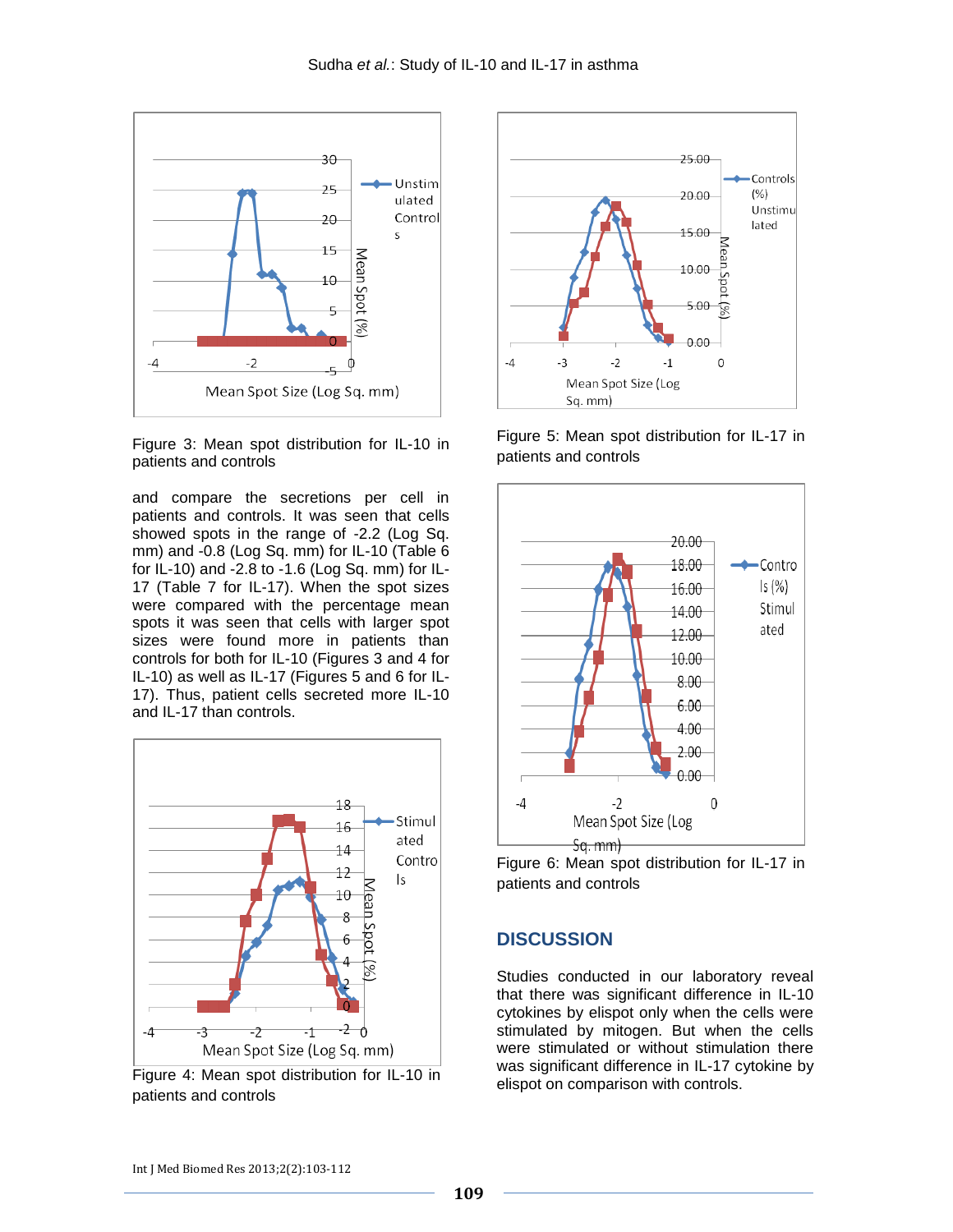Figure 3: Mean spot distribution for IL-10 in patients and controls

and compare the secretions per cell in patients and controls. It was seen that cells showed spots in the range of -2.2 (Log Sq. mm) and -0.8 (Log Sq. mm) for IL-10 (Table 6 for IL-10) and -2.8 to -1.6 (Log Sq. mm) for IL-17 (Table 7 for IL-17). When the spot sizes were compared with the percentage mean spots it was seen that cells with larger spot sizes were found more in patients than controls for both for IL-10 (Figures 3 and 4 for IL-10) as well as IL-17 (Figures 5 and 6 for IL-17). Thus, patient cells secreted more IL-10 and IL-17 than controls.

Figure 4: Mean spot distribution for IL-10 in patients and controls

Figure 5: Mean spot distribution for IL-17 in patients and controls

Figure 6: Mean spot distribution for IL-17 in patients and controls

## DISCUSSION

Studies conducted in our laboratory reveal that there was significant difference in IL-10 cytokines by elispot only when the cells were stimulated by mitogen. But when the cells were stimulated or without stimulation there was significant difference in IL-17 cytokine by elispot on comparison with controls.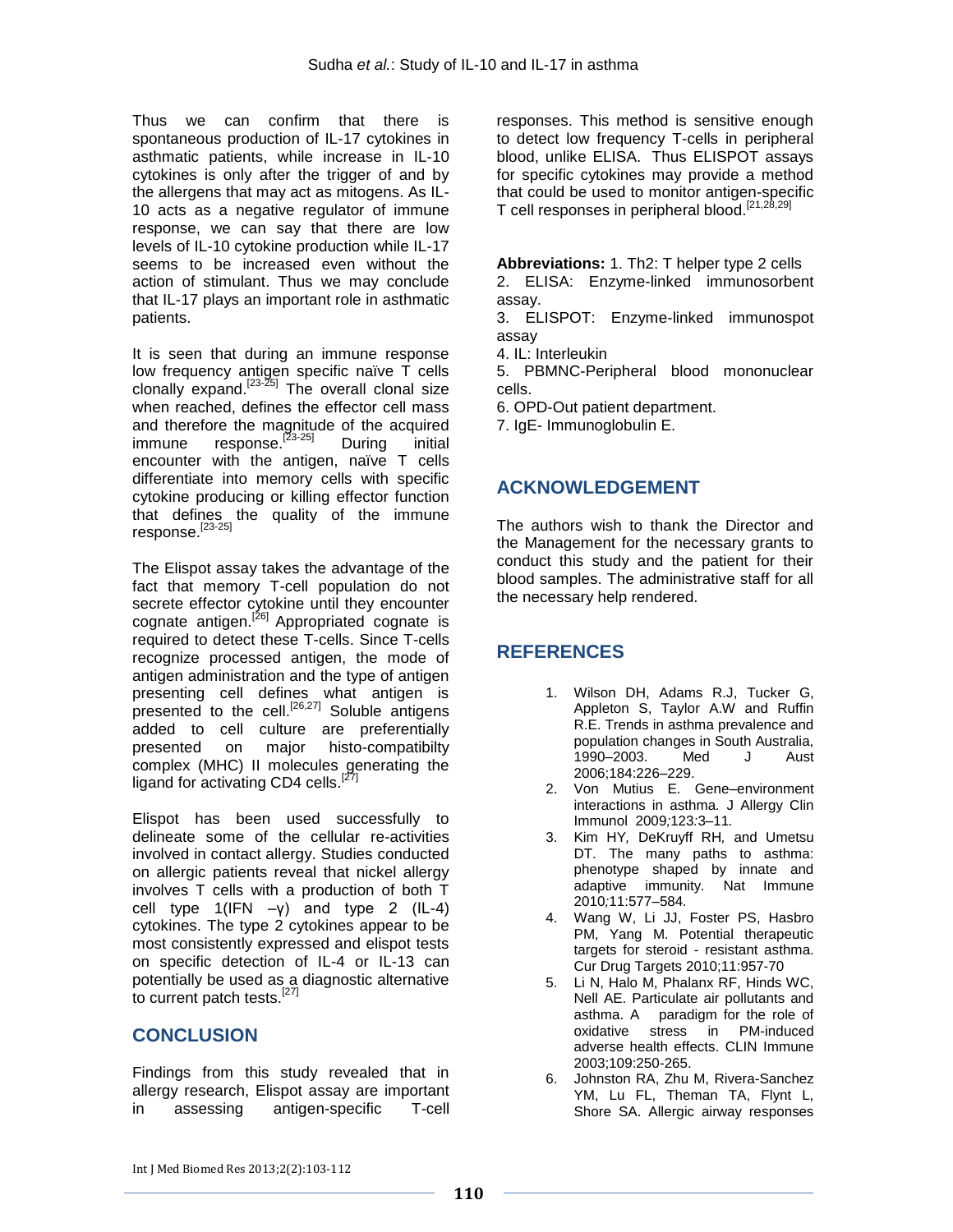Thus we can confirm that there is spontaneous production of IL-17 cytokines in asthmatic patients, while increase in IL-10 cytokines is only after the trigger of and by the allergens that may act as mitogens. As IL-10 acts as a negative regulator of immune response, we can say that there are low levels of IL-10 cytokine production while IL-17 seems to be increased even without the action of stimulant. Thus we may conclude that IL-17 plays an important role in asthmatic patients.

It is seen that during an immune response low frequency antigen specific naïve T cells clonally expand.[23-25] The overall clonal size when reached, defines the effector cell mass and therefore the magnitude of the acquired immune response.[23-25] During initial encounter with the antigen, naïve T cells differentiate into memory cells with specific cytokine producing or killing effector function that defines the quality of the immune response.[23-25]

The Elispot assay takes the advantage of the fact that memory T-cell population do not secrete effector cytokine until they encounter cognate antigen.[26] Appropriated cognate is required to detect these T-cells. Since T-cells recognize processed antigen, the mode of antigen administration and the type of antigen presenting cell defines what antigen is presented to the cell.[26,27] Soluble antigens added to cell culture are preferentially presented on major histo-compatibilty complex (MHC) II molecules generating the ligand for activating CD4 cells.[27]

Elispot has been used successfully to delineate some of the cellular re-activities involved in contact allergy. Studies conducted on allergic patients reveal that nickel allergy involves T cells with a production of both T cell type 1(IFN –γ) and type 2 (IL-4) cytokines. The type 2 cytokines appear to be most consistently expressed and elispot tests on specific detection of IL-4 or IL-13 can potentially be used as a diagnostic alternative to current patch tests.[27]

## CONCLUSION

Findings from this study revealed that in allergy research, Elispot assay are important in assessing antigen-specific T-cell responses. This method is sensitive enough to detect low frequency T-cells in peripheral blood, unlike ELISA. Thus ELISPOT assays for specific cytokines may provide a method that could be used to monitor antigen-specific T cell responses in peripheral blood.[21,28,29]

**Abbreviations:** 1. Th2: T helper type 2 cells
2. ELISA: Enzyme-linked immunosorbent assay.
3. ELISPOT: Enzyme-linked immunospot assay
4. IL: Interleukin
5. PBMNC-Peripheral blood mononuclear cells.
6. OPD-Out patient department.
7. IgE- Immunoglobulin E.

## ACKNOWLEDGEMENT

The authors wish to thank the Director and the Management for the necessary grants to conduct this study and the patient for their blood samples. The administrative staff for all the necessary help rendered.

## REFERENCES

1. Wilson DH, Adams R.J, Tucker G, Appleton S, Taylor A.W and Ruffin R.E. Trends in asthma prevalence and population changes in South Australia, 1990–2003. Med J Aust 2006;184:226–229.
2. Von Mutius E. Gene–environment interactions in asthma. J Allergy Clin Immunol 2009;123:3–11.
3. Kim HY, DeKruyff RH, and Umetsu DT. The many paths to asthma: phenotype shaped by innate and adaptive immunity. Nat Immune 2010;11:577–584.
4. Wang W, Li JJ, Foster PS, Hasbro PM, Yang M. Potential therapeutic targets for steroid - resistant asthma. Cur Drug Targets 2010;11:957-70
5. Li N, Halo M, Phalanx RF, Hinds WC, Nell AE. Particulate air pollutants and asthma. A paradigm for the role of oxidative stress in PM-induced adverse health effects. CLIN Immune 2003;109:250-265.
6. Johnston RA, Zhu M, Rivera-Sanchez YM, Lu FL, Theman TA, Flynt L, Shore SA. Allergic airway responses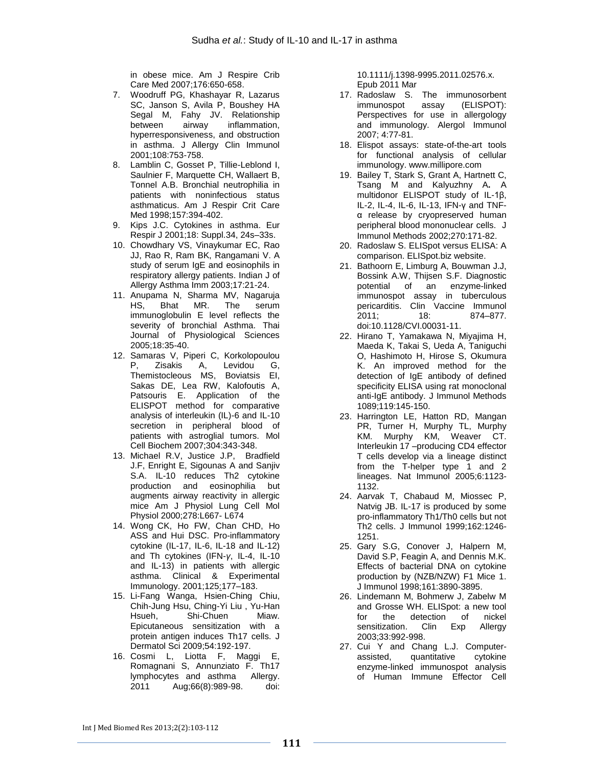in obese mice. Am J Respire Crib Care Med 2007;176:650-658.

7. Woodruff PG, Khashayar R, Lazarus SC, Janson S, Avila P, Boushey HA Segal M, Fahy JV. Relationship between airway inflammation, hyperresponsiveness, and obstruction in asthma. J Allergy Clin Immunol 2001;108:753-758.
8. Lamblin C, Gosset P, Tillie-Leblond I, Saulnier F, Marquette CH, Wallaert B, Tonnel A.B. Bronchial neutrophilia in patients with noninfectious status asthmaticus. Am J Respir Crit Care Med 1998;157:394-402.
9. Kips J.C. Cytokines in asthma. Eur Respir J 2001;18: Suppl.34, 24s–33s.
10. Chowdhary VS, Vinaykumar EC, Rao JJ, Rao R, Ram BK, Rangamani V. A study of serum IgE and eosinophils in respiratory allergy patients. Indian J of Allergy Asthma Imm 2003;17:21-24.
11. Anupama N, Sharma MV, Nagaruja HS, Bhat MR. The serum immunoglobulin E level reflects the severity of bronchial Asthma. Thai Journal of Physiological Sciences 2005;18:35-40.
12. Samaras V, Piperi C, Korkolopoulou P, Zisakis A, Levidou G, Themistocleous MS, Boviatsis EI, Sakas DE, Lea RW, Kalofoutis A, Patsouris E. Application of the ELISPOT method for comparative analysis of interleukin (IL)-6 and IL-10 secretion in peripheral blood of patients with astroglial tumors. Mol Cell Biochem 2007;304:343-348.
13. Michael R.V, Justice J.P, Bradfield J.F, Enright E, Sigounas A and Sanjiv S.A. IL-10 reduces Th2 cytokine production and eosinophilia but augments airway reactivity in allergic mice Am J Physiol Lung Cell Mol Physiol 2000;278:L667- L674
14. Wong CK, Ho FW, Chan CHD, Ho ASS and Hui DSC. Pro-inflammatory cytokine (IL-17, IL-6, IL-18 and IL-12) and Th cytokines (IFN-γ, IL-4, IL-10 and IL-13) in patients with allergic asthma. Clinical & Experimental Immunology. 2001;125:177–183.
15. Li-Fang Wanga, Hsien-Ching Chiu, Chih-Jung Hsu, Ching-Yi Liu , Yu-Han Hsueh, Shi-Chuen Miaw. Epicutaneous sensitization with a protein antigen induces Th17 cells. J Dermatol Sci 2009;54:192-197.
16. Cosmi L, Liotta F, Maggi E, Romagnani S, Annunziato F. Th17 lymphocytes and asthma Allergy. 2011 Aug;66(8):989-98. doi: 10.1111/j.1398-9995.2011.02576.x. Epub 2011 Mar
17. Radoslaw S. The immunosorbent immunospot assay (ELISPOT): Perspectives for use in allergology and immunology. Alergol Immunol 2007; 4:77-81.
18. Elispot assays: state-of-the-art tools for functional analysis of cellular immunology. www.millipore.com
19. Bailey T, Stark S, Grant A, Hartnett C, Tsang M and Kalyuzhny A. A multidonor ELISPOT study of IL-1β, IL-2, IL-4, IL-6, IL-13, IFN-γ and TNF-α release by cryopreserved human peripheral blood mononuclear cells. J Immunol Methods 2002;270:171-82.
20. Radoslaw S. ELISpot versus ELISA: A comparison. ELISpot.biz website.
21. Bathoorn E, Limburg A, Bouwman J.J, Bossink A.W, Thijsen S.F. Diagnostic potential of an enzyme-linked immunospot assay in tuberculous pericarditis. Clin Vaccine Immunol 2011; 18: 874–877. doi:10.1128/CVI.00031-11.
22. Hirano T, Yamakawa N, Miyajima H, Maeda K, Takai S, Ueda A, Taniguchi O, Hashimoto H, Hirose S, Okumura K. An improved method for the detection of IgE antibody of defined specificity ELISA using rat monoclonal anti-IgE antibody. J Immunol Methods 1089;119:145-150.
23. Harrington LE, Hatton RD, Mangan PR, Turner H, Murphy TL, Murphy KM. Murphy KM, Weaver CT. Interleukin 17 –producing CD4 effector T cells develop via a lineage distinct from the T-helper type 1 and 2 lineages. Nat Immunol 2005;6:1123-1132.
24. Aarvak T, Chabaud M, Miossec P, Natvig JB. IL-17 is produced by some pro-inflammatory Th1/Th0 cells but not Th2 cells. J Immunol 1999;162:1246-1251.
25. Gary S.G, Conover J, Halpern M, David S.P, Feagin A, and Dennis M.K. Effects of bacterial DNA on cytokine production by (NZB/NZW) F1 Mice 1. J Immunol 1998;161:3890-3895.
26. Lindemann M, Bohmerw J, Zabelw M and Grosse WH. ELISpot: a new tool for the detection of nickel sensitization. Clin Exp Allergy 2003;33:992-998.
27. Cui Y and Chang L.J. Computer-assisted, quantitative cytokine enzyme-linked immunospot analysis of Human Immune Effector Cell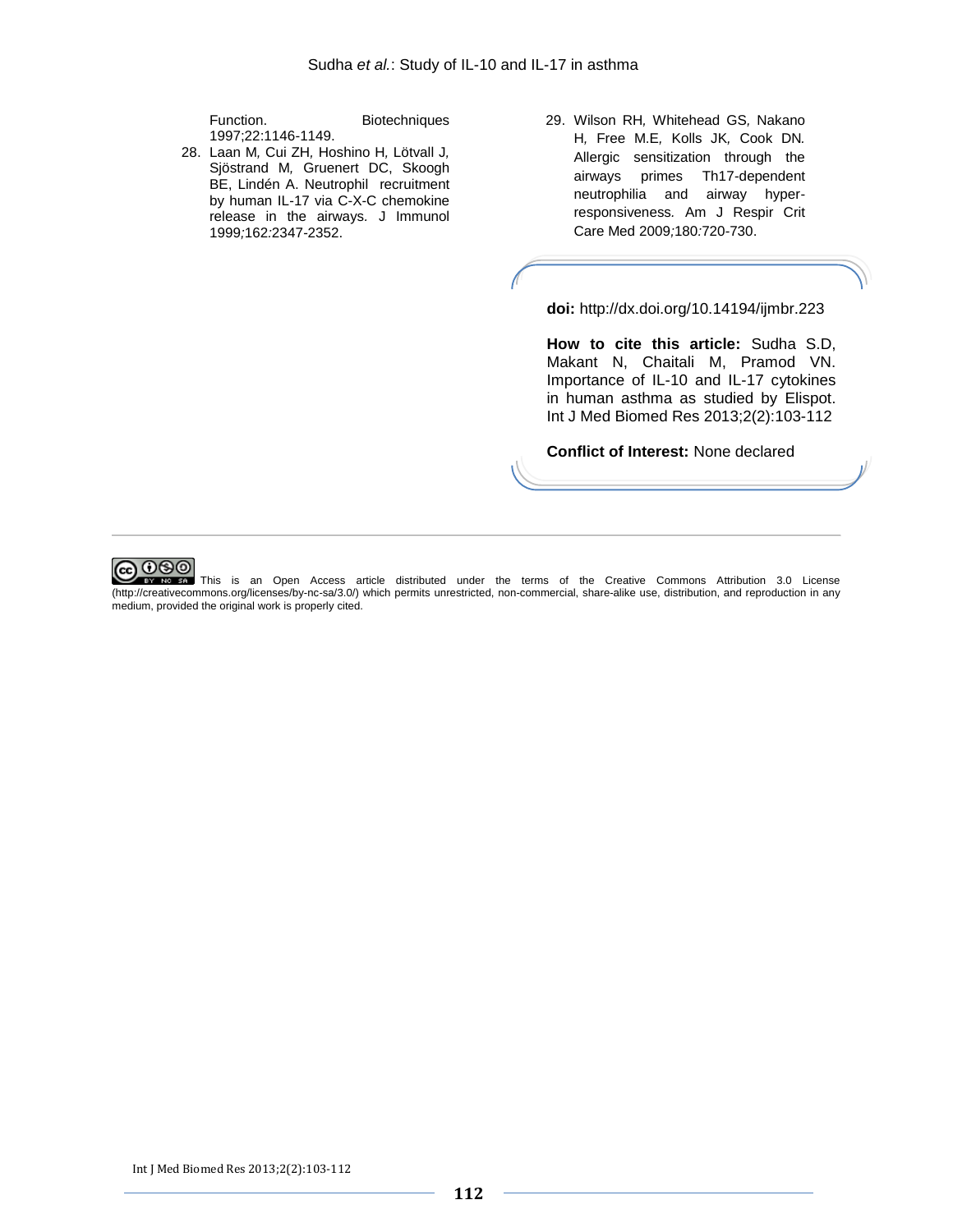Function. Biotechniques 1997;22:1146-1149.

28. Laan M, Cui ZH, Hoshino H, Lötvall J, Sjöstrand M, Gruenert DC, Skoogh BE, Lindén A. Neutrophil recruitment by human IL-17 via C-X-C chemokine release in the airways. J Immunol 1999;162:2347-2352.

29. Wilson RH, Whitehead GS, Nakano H, Free M.E, Kolls JK, Cook DN. Allergic sensitization through the airways primes Th17-dependent neutrophilia and airway hyper-responsiveness. Am J Respir Crit Care Med 2009;180:720-730.

**doi:** http://dx.doi.org/10.14194/ijmbr.223

**How to cite this article:** Sudha S.D, Makant N, Chaitali M, Pramod VN. Importance of IL-10 and IL-17 cytokines in human asthma as studied by Elispot. Int J Med Biomed Res 2013;2(2):103-112

**Conflict of Interest:** None declared

This is an Open Access article distributed under the terms of the Creative Commons Attribution 3.0 License (http://creativecommons.org/licenses/by-nc-sa/3.0/) which permits unrestricted, non-commercial, share-alike use, distribution, and reproduction in any medium, provided the original work is properly cited.